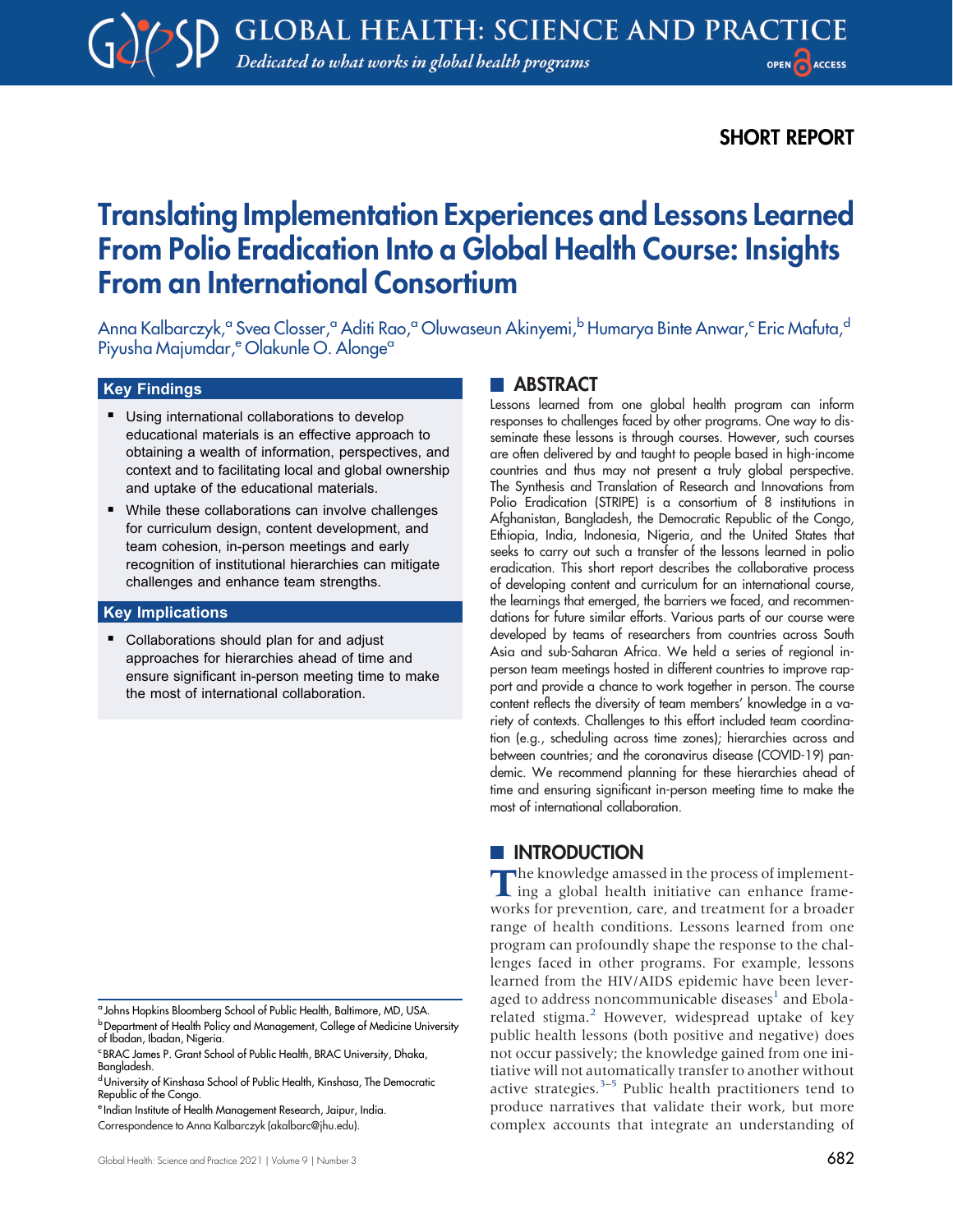SHORT REPORT

# Translating Implementation Experiences and Lessons Learned From Polio Eradication Into a Global Health Course: Insights From an International Consortium

Anna Kalbarczyk,[a] Svea Closser,[a] Aditi Rao,[a] Oluwaseun Akinyemi,[b] Humarya Binte Anwar,[c] Eric Mafuta,[d] Piyusha Majumdar,[e] Olakunle O. Alonge[a]

### Key Findings

- Using international collaborations to develop educational materials is an effective approach to obtaining a wealth of information, perspectives, and context and to facilitating local and global ownership and uptake of the educational materials.
- While these collaborations can involve challenges for curriculum design, content development, and team cohesion, in-person meetings and early recognition of institutional hierarchies can mitigate challenges and enhance team strengths.

### Key Implications

- Collaborations should plan for and adjust approaches for hierarchies ahead of time and ensure significant in-person meeting time to make the most of international collaboration.

## ABSTRACT

Lessons learned from one global health program can inform responses to challenges faced by other programs. One way to disseminate these lessons is through courses. However, such courses are often delivered by and taught to people based in high-income countries and thus may not present a truly global perspective. The Synthesis and Translation of Research and Innovations from Polio Eradication (STRIPE) is a consortium of 8 institutions in Afghanistan, Bangladesh, the Democratic Republic of the Congo, Ethiopia, India, Indonesia, Nigeria, and the United States that seeks to carry out such a transfer of the lessons learned in polio eradication. This short report describes the collaborative process of developing content and curriculum for an international course, the learnings that emerged, the barriers we faced, and recommendations for future similar efforts. Various parts of our course were developed by teams of researchers from countries across South Asia and sub-Saharan Africa. We held a series of regional in-person team meetings hosted in different countries to improve rapport and provide a chance to work together in person. The course content reflects the diversity of team members' knowledge in a variety of contexts. Challenges to this effort included team coordination (e.g., scheduling across time zones); hierarchies across and between countries; and the coronavirus disease (COVID-19) pandemic. We recommend planning for these hierarchies ahead of time and ensuring significant in-person meeting time to make the most of international collaboration.

## INTRODUCTION

The knowledge amassed in the process of implementing a global health initiative can enhance frameworks for prevention, care, and treatment for a broader range of health conditions. Lessons learned from one program can profoundly shape the response to the challenges faced in other programs. For example, lessons learned from the HIV/AIDS epidemic have been leveraged to address noncommunicable diseases[1] and Ebola-related stigma.[2] However, widespread uptake of key public health lessons (both positive and negative) does not occur passively; the knowledge gained from one initiative will not automatically transfer to another without active strategies.[3–5] Public health practitioners tend to produce narratives that validate their work, but more complex accounts that integrate an understanding of

[a] Johns Hopkins Bloomberg School of Public Health, Baltimore, MD, USA.
[b] Department of Health Policy and Management, College of Medicine University of Ibadan, Ibadan, Nigeria.
[c] BRAC James P. Grant School of Public Health, BRAC University, Dhaka, Bangladesh.
[d] University of Kinshasa School of Public Health, Kinshasa, The Democratic Republic of the Congo.
[e] Indian Institute of Health Management Research, Jaipur, India.
Correspondence to Anna Kalbarczyk (akalbarc@jhu.edu).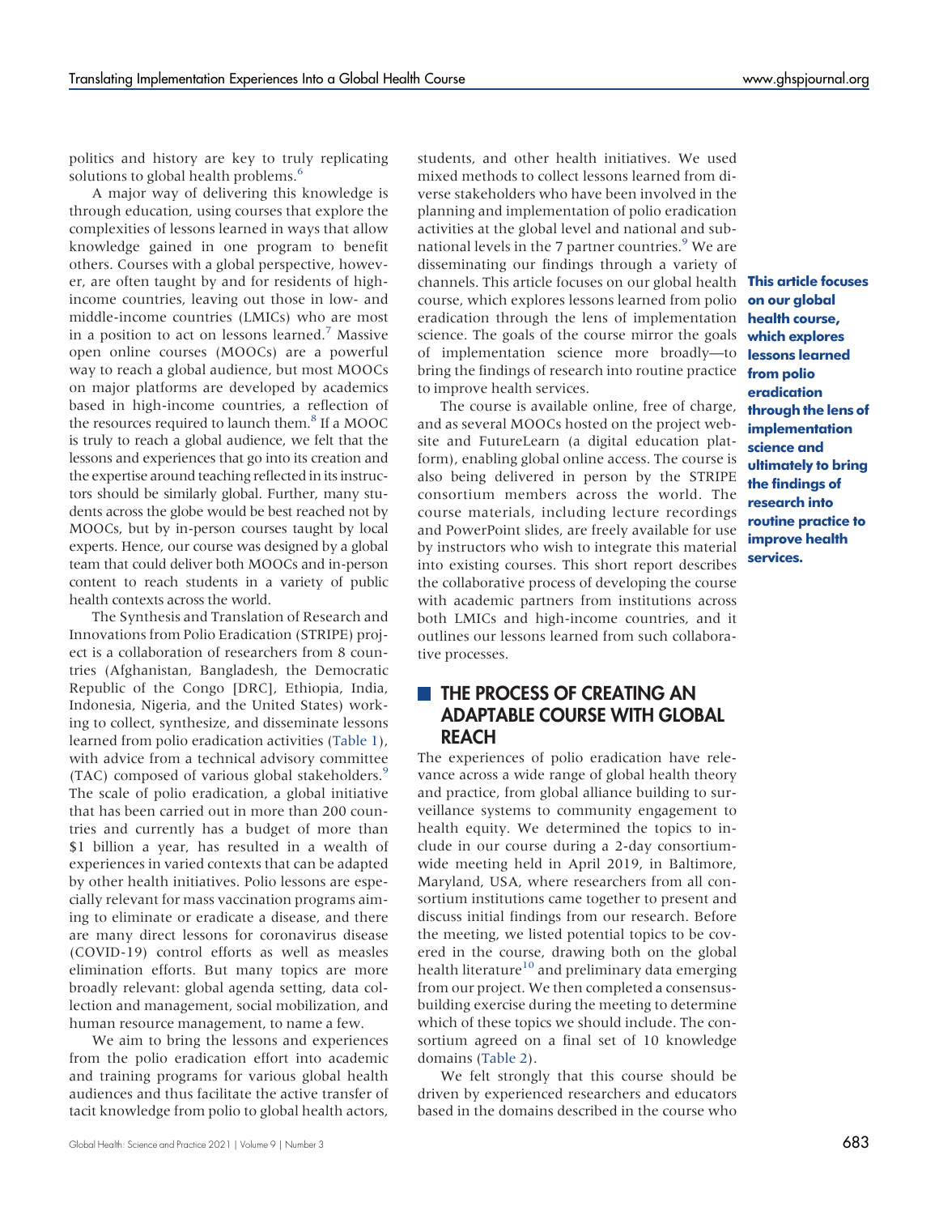politics and history are key to truly replicating solutions to global health problems.[6]

A major way of delivering this knowledge is through education, using courses that explore the complexities of lessons learned in ways that allow knowledge gained in one program to benefit others. Courses with a global perspective, however, are often taught by and for residents of high-income countries, leaving out those in low- and middle-income countries (LMICs) who are most in a position to act on lessons learned.[7] Massive open online courses (MOOCs) are a powerful way to reach a global audience, but most MOOCs on major platforms are developed by academics based in high-income countries, a reflection of the resources required to launch them.[8] If a MOOC is truly to reach a global audience, we felt that the lessons and experiences that go into its creation and the expertise around teaching reflected in its instructors should be similarly global. Further, many students across the globe would be best reached not by MOOCs, but by in-person courses taught by local experts. Hence, our course was designed by a global team that could deliver both MOOCs and in-person content to reach students in a variety of public health contexts across the world.

The Synthesis and Translation of Research and Innovations from Polio Eradication (STRIPE) project is a collaboration of researchers from 8 countries (Afghanistan, Bangladesh, the Democratic Republic of the Congo [DRC], Ethiopia, India, Indonesia, Nigeria, and the United States) working to collect, synthesize, and disseminate lessons learned from polio eradication activities (Table 1), with advice from a technical advisory committee (TAC) composed of various global stakeholders.[9] The scale of polio eradication, a global initiative that has been carried out in more than 200 countries and currently has a budget of more than $1 billion a year, has resulted in a wealth of experiences in varied contexts that can be adapted by other health initiatives. Polio lessons are especially relevant for mass vaccination programs aiming to eliminate or eradicate a disease, and there are many direct lessons for coronavirus disease (COVID-19) control efforts as well as measles elimination efforts. But many topics are more broadly relevant: global agenda setting, data collection and management, social mobilization, and human resource management, to name a few.

We aim to bring the lessons and experiences from the polio eradication effort into academic and training programs for various global health audiences and thus facilitate the active transfer of tacit knowledge from polio to global health actors, students, and other health initiatives. We used mixed methods to collect lessons learned from diverse stakeholders who have been involved in the planning and implementation of polio eradication activities at the global level and national and subnational levels in the 7 partner countries.[9] We are disseminating our findings through a variety of channels. This article focuses on our global health course, which explores lessons learned from polio eradication through the lens of implementation science. The goals of the course mirror the goals of implementation science more broadly—to bring the findings of research into routine practice to improve health services.

**This article focuses on our global health course, which explores lessons learned from polio eradication through the lens of implementation science and ultimately to bring the findings of research into routine practice to improve health services.**

The course is available online, free of charge, and as several MOOCs hosted on the project website and FutureLearn (a digital education platform), enabling global online access. The course is also being delivered in person by the STRIPE consortium members across the world. The course materials, including lecture recordings and PowerPoint slides, are freely available for use by instructors who wish to integrate this material into existing courses. This short report describes the collaborative process of developing the course with academic partners from institutions across both LMICs and high-income countries, and it outlines our lessons learned from such collaborative processes.

## THE PROCESS OF CREATING AN ADAPTABLE COURSE WITH GLOBAL REACH

The experiences of polio eradication have relevance across a wide range of global health theory and practice, from global alliance building to surveillance systems to community engagement to health equity. We determined the topics to include in our course during a 2-day consortium-wide meeting held in April 2019, in Baltimore, Maryland, USA, where researchers from all consortium institutions came together to present and discuss initial findings from our research. Before the meeting, we listed potential topics to be covered in the course, drawing both on the global health literature[10] and preliminary data emerging from our project. We then completed a consensus-building exercise during the meeting to determine which of these topics we should include. The consortium agreed on a final set of 10 knowledge domains (Table 2).

We felt strongly that this course should be driven by experienced researchers and educators based in the domains described in the course who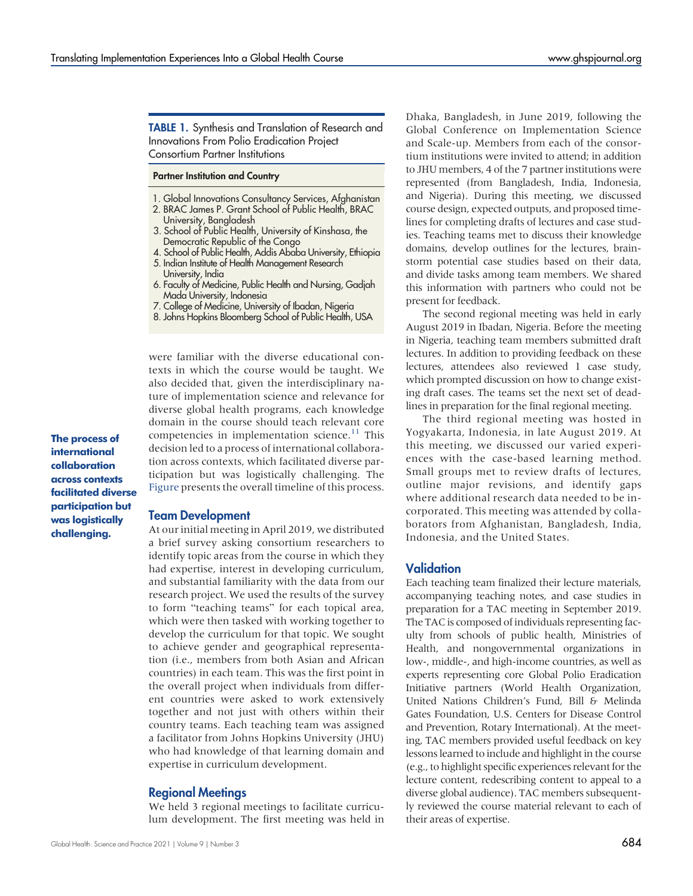**TABLE 1.** Synthesis and Translation of Research and Innovations From Polio Eradication Project Consortium Partner Institutions

| Partner Institution and Country |
| --- |
| 1. Global Innovations Consultancy Services, Afghanistan |
| 2. BRAC James P. Grant School of Public Health, BRAC University, Bangladesh |
| 3. School of Public Health, University of Kinshasa, the Democratic Republic of the Congo |
| 4. School of Public Health, Addis Ababa University, Ethiopia |
| 5. Indian Institute of Health Management Research University, India |
| 6. Faculty of Medicine, Public Health and Nursing, Gadjah Mada University, Indonesia |
| 7. College of Medicine, University of Ibadan, Nigeria |
| 8. Johns Hopkins Bloomberg School of Public Health, USA |

were familiar with the diverse educational contexts in which the course would be taught. We also decided that, given the interdisciplinary nature of implementation science and relevance for diverse global health programs, each knowledge domain in the course should teach relevant core competencies in implementation science.[11] This decision led to a process of international collaboration across contexts, which facilitated diverse participation but was logistically challenging. The Figure presents the overall timeline of this process.

**The process of international collaboration across contexts facilitated diverse participation but was logistically challenging.**

## Team Development

At our initial meeting in April 2019, we distributed a brief survey asking consortium researchers to identify topic areas from the course in which they had expertise, interest in developing curriculum, and substantial familiarity with the data from our research project. We used the results of the survey to form "teaching teams" for each topical area, which were then tasked with working together to develop the curriculum for that topic. We sought to achieve gender and geographical representation (i.e., members from both Asian and African countries) in each team. This was the first point in the overall project when individuals from different countries were asked to work extensively together and not just with others within their country teams. Each teaching team was assigned a facilitator from Johns Hopkins University (JHU) who had knowledge of that learning domain and expertise in curriculum development.

## Regional Meetings

We held 3 regional meetings to facilitate curriculum development. The first meeting was held in Dhaka, Bangladesh, in June 2019, following the Global Conference on Implementation Science and Scale-up. Members from each of the consortium institutions were invited to attend; in addition to JHU members, 4 of the 7 partner institutions were represented (from Bangladesh, India, Indonesia, and Nigeria). During this meeting, we discussed course design, expected outputs, and proposed timelines for completing drafts of lectures and case studies. Teaching teams met to discuss their knowledge domains, develop outlines for the lectures, brainstorm potential case studies based on their data, and divide tasks among team members. We shared this information with partners who could not be present for feedback.

The second regional meeting was held in early August 2019 in Ibadan, Nigeria. Before the meeting in Nigeria, teaching team members submitted draft lectures. In addition to providing feedback on these lectures, attendees also reviewed 1 case study, which prompted discussion on how to change existing draft cases. The teams set the next set of deadlines in preparation for the final regional meeting.

The third regional meeting was hosted in Yogyakarta, Indonesia, in late August 2019. At this meeting, we discussed our varied experiences with the case-based learning method. Small groups met to review drafts of lectures, outline major revisions, and identify gaps where additional research data needed to be incorporated. This meeting was attended by collaborators from Afghanistan, Bangladesh, India, Indonesia, and the United States.

## Validation

Each teaching team finalized their lecture materials, accompanying teaching notes, and case studies in preparation for a TAC meeting in September 2019. The TAC is composed of individuals representing faculty from schools of public health, Ministries of Health, and nongovernmental organizations in low-, middle-, and high-income countries, as well as experts representing core Global Polio Eradication Initiative partners (World Health Organization, United Nations Children's Fund, Bill & Melinda Gates Foundation, U.S. Centers for Disease Control and Prevention, Rotary International). At the meeting, TAC members provided useful feedback on key lessons learned to include and highlight in the course (e.g., to highlight specific experiences relevant for the lecture content, redescribing content to appeal to a diverse global audience). TAC members subsequently reviewed the course material relevant to each of their areas of expertise.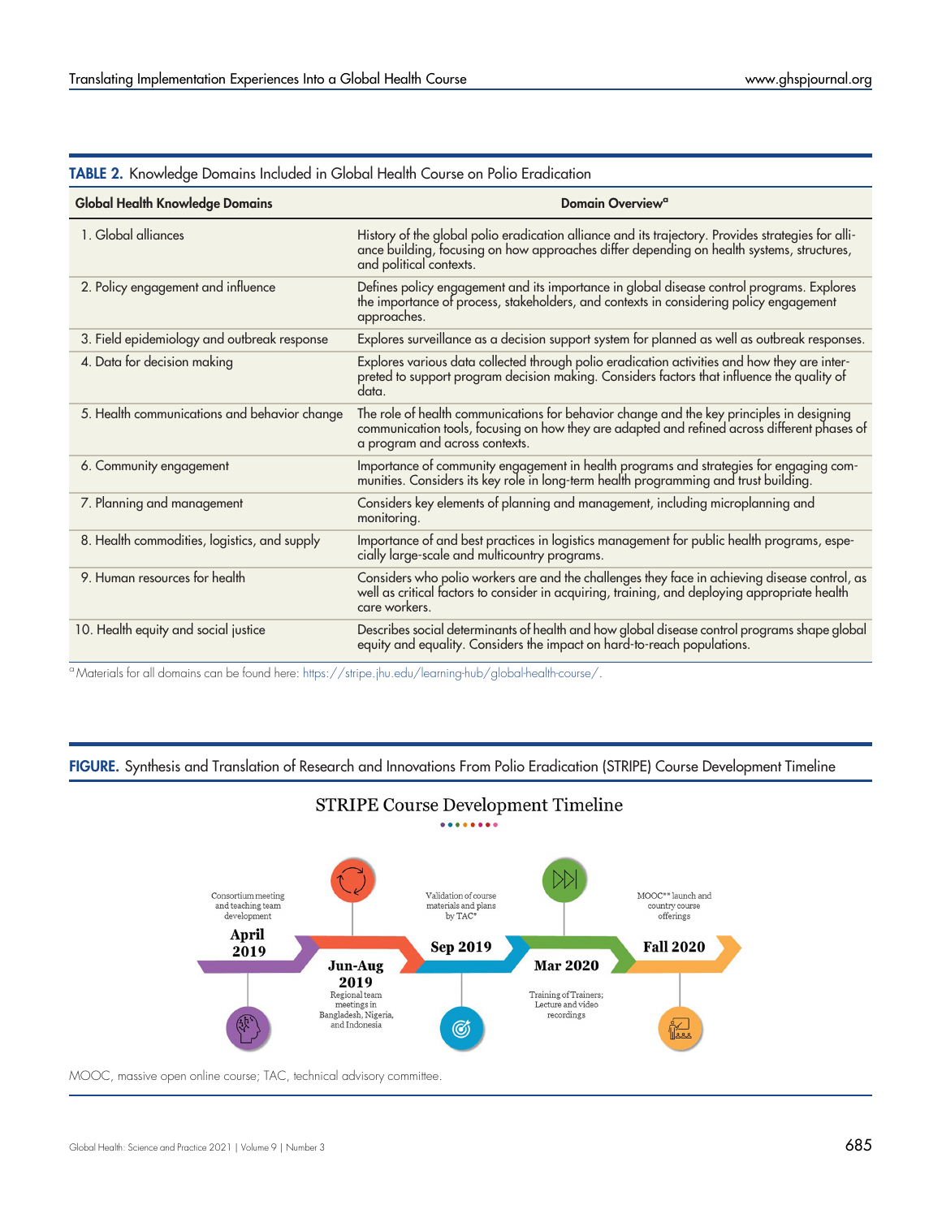**TABLE 2.** Knowledge Domains Included in Global Health Course on Polio Eradication

| Global Health Knowledge Domains | Domain Overview[a] |
|---|---|
| 1. Global alliances | History of the global polio eradication alliance and its trajectory. Provides strategies for alliance building, focusing on how approaches differ depending on health systems, structures, and political contexts. |
| 2. Policy engagement and influence | Defines policy engagement and its importance in global disease control programs. Explores the importance of process, stakeholders, and contexts in considering policy engagement approaches. |
| 3. Field epidemiology and outbreak response | Explores surveillance as a decision support system for planned as well as outbreak responses. |
| 4. Data for decision making | Explores various data collected through polio eradication activities and how they are interpreted to support program decision making. Considers factors that influence the quality of data. |
| 5. Health communications and behavior change | The role of health communications for behavior change and the key principles in designing communication tools, focusing on how they are adapted and refined across different phases of a program and across contexts. |
| 6. Community engagement | Importance of community engagement in health programs and strategies for engaging communities. Considers its key role in long-term health programming and trust building. |
| 7. Planning and management | Considers key elements of planning and management, including microplanning and monitoring. |
| 8. Health commodities, logistics, and supply | Importance of and best practices in logistics management for public health programs, especially large-scale and multicountry programs. |
| 9. Human resources for health | Considers who polio workers are and the challenges they face in achieving disease control, as well as critical factors to consider in acquiring, training, and deploying appropriate health care workers. |
| 10. Health equity and social justice | Describes social determinants of health and how global disease control programs shape global equity and equality. Considers the impact on hard-to-reach populations. |

[a] Materials for all domains can be found here: https://stripe.jhu.edu/learning-hub/global-health-course/.

**FIGURE.** Synthesis and Translation of Research and Innovations From Polio Eradication (STRIPE) Course Development Timeline

STRIPE Course Development Timeline

- **April 2019**: Consortium meeting and teaching team development
- **Jun-Aug 2019**: Regional team meetings in Bangladesh, Nigeria, and Indonesia
- **Sep 2019**: Validation of course materials and plans by TAC*
- **Mar 2020**: Training of Trainers; Lecture and video recordings
- **Fall 2020**: MOOC** launch and country course offerings

MOOC, massive open online course; TAC, technical advisory committee.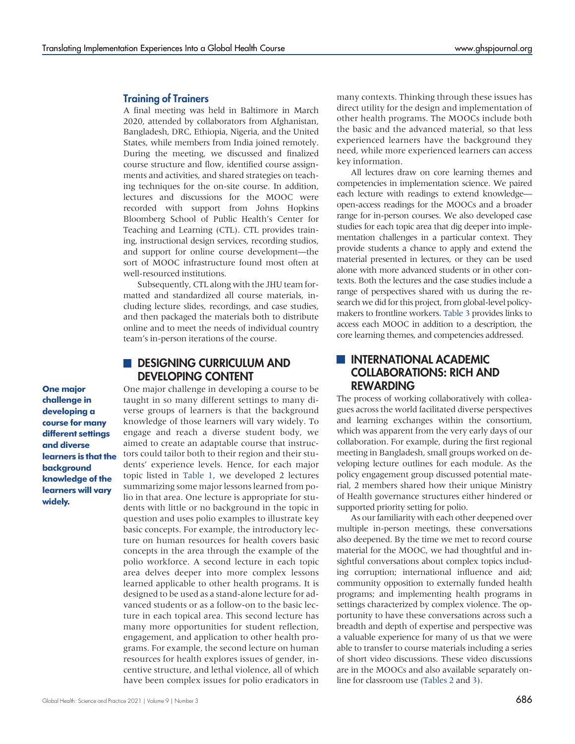### Training of Trainers

A final meeting was held in Baltimore in March 2020, attended by collaborators from Afghanistan, Bangladesh, DRC, Ethiopia, Nigeria, and the United States, while members from India joined remotely. During the meeting, we discussed and finalized course structure and flow, identified course assignments and activities, and shared strategies on teaching techniques for the on-site course. In addition, lectures and discussions for the MOOC were recorded with support from Johns Hopkins Bloomberg School of Public Health's Center for Teaching and Learning (CTL). CTL provides training, instructional design services, recording studios, and support for online course development—the sort of MOOC infrastructure found most often at well-resourced institutions.

Subsequently, CTL along with the JHU team formatted and standardized all course materials, including lecture slides, recordings, and case studies, and then packaged the materials both to distribute online and to meet the needs of individual country team's in-person iterations of the course.

## DESIGNING CURRICULUM AND DEVELOPING CONTENT

**One major challenge in developing a course for many different settings and diverse learners is that the background knowledge of the learners will vary widely.**

One major challenge in developing a course to be taught in so many different settings to many diverse groups of learners is that the background knowledge of those learners will vary widely. To engage and reach a diverse student body, we aimed to create an adaptable course that instructors could tailor both to their region and their students' experience levels. Hence, for each major topic listed in Table 1, we developed 2 lectures summarizing some major lessons learned from polio in that area. One lecture is appropriate for students with little or no background in the topic in question and uses polio examples to illustrate key basic concepts. For example, the introductory lecture on human resources for health covers basic concepts in the area through the example of the polio workforce. A second lecture in each topic area delves deeper into more complex lessons learned applicable to other health programs. It is designed to be used as a stand-alone lecture for advanced students or as a follow-on to the basic lecture in each topical area. This second lecture has many more opportunities for student reflection, engagement, and application to other health programs. For example, the second lecture on human resources for health explores issues of gender, incentive structure, and lethal violence, all of which have been complex issues for polio eradicators in many contexts. Thinking through these issues has direct utility for the design and implementation of other health programs. The MOOCs include both the basic and the advanced material, so that less experienced learners have the background they need, while more experienced learners can access key information.

All lectures draw on core learning themes and competencies in implementation science. We paired each lecture with readings to extend knowledge—open-access readings for the MOOCs and a broader range for in-person courses. We also developed case studies for each topic area that dig deeper into implementation challenges in a particular context. They provide students a chance to apply and extend the material presented in lectures, or they can be used alone with more advanced students or in other contexts. Both the lectures and the case studies include a range of perspectives shared with us during the research we did for this project, from global-level policymakers to frontline workers. Table 3 provides links to access each MOOC in addition to a description, the core learning themes, and competencies addressed.

## INTERNATIONAL ACADEMIC COLLABORATIONS: RICH AND REWARDING

The process of working collaboratively with colleagues across the world facilitated diverse perspectives and learning exchanges within the consortium, which was apparent from the very early days of our collaboration. For example, during the first regional meeting in Bangladesh, small groups worked on developing lecture outlines for each module. As the policy engagement group discussed potential material, 2 members shared how their unique Ministry of Health governance structures either hindered or supported priority setting for polio.

As our familiarity with each other deepened over multiple in-person meetings, these conversations also deepened. By the time we met to record course material for the MOOC, we had thoughtful and insightful conversations about complex topics including corruption; international influence and aid; community opposition to externally funded health programs; and implementing health programs in settings characterized by complex violence. The opportunity to have these conversations across such a breadth and depth of expertise and perspective was a valuable experience for many of us that we were able to transfer to course materials including a series of short video discussions. These video discussions are in the MOOCs and also available separately online for classroom use (Tables 2 and 3).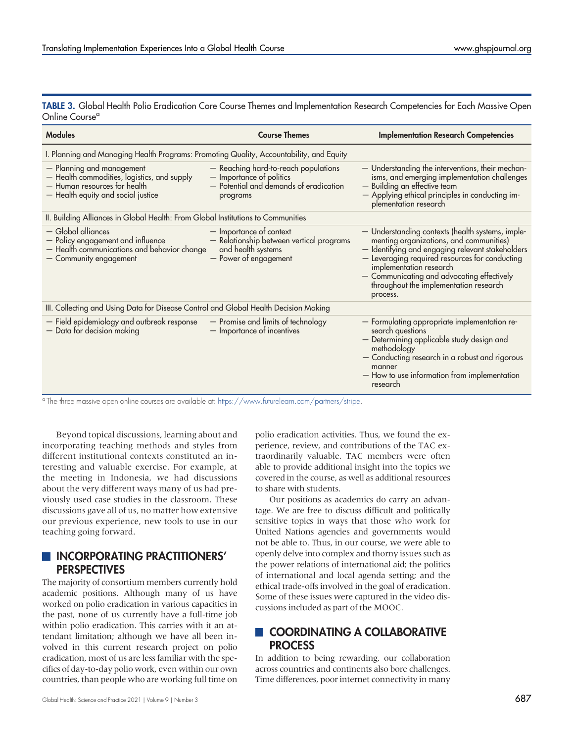**TABLE 3.** Global Health Polio Eradication Core Course Themes and Implementation Research Competencies for Each Massive Open Online Course[a]

| Modules | Course Themes | Implementation Research Competencies |
|---|---|---|
| I. Planning and Managing Health Programs: Promoting Quality, Accountability, and Equity | | |
| — Planning and management<br>— Health commodities, logistics, and supply<br>— Human resources for health<br>— Health equity and social justice | — Reaching hard-to-reach populations<br>— Importance of politics<br>— Potential and demands of eradication programs | — Understanding the interventions, their mechanisms, and emerging implementation challenges<br>— Building an effective team<br>— Applying ethical principles in conducting implementation research |
| II. Building Alliances in Global Health: From Global Institutions to Communities | | |
| — Global alliances<br>— Policy engagement and influence<br>— Health communications and behavior change<br>— Community engagement | — Importance of context<br>— Relationship between vertical programs and health systems<br>— Power of engagement | — Understanding contexts (health systems, implementing organizations, and communities)<br>— Identifying and engaging relevant stakeholders<br>— Leveraging required resources for conducting implementation research<br>— Communicating and advocating effectively throughout the implementation research process. |
| III. Collecting and Using Data for Disease Control and Global Health Decision Making | | |
| — Field epidemiology and outbreak response<br>— Data for decision making | — Promise and limits of technology<br>— Importance of incentives | — Formulating appropriate implementation research questions<br>— Determining applicable study design and methodology<br>— Conducting research in a robust and rigorous manner<br>— How to use information from implementation research |

[a] The three massive open online courses are available at: https://www.futurelearn.com/partners/stripe.

Beyond topical discussions, learning about and incorporating teaching methods and styles from different institutional contexts constituted an interesting and valuable exercise. For example, at the meeting in Indonesia, we had discussions about the very different ways many of us had previously used case studies in the classroom. These discussions gave all of us, no matter how extensive our previous experience, new tools to use in our teaching going forward.

## INCORPORATING PRACTITIONERS' PERSPECTIVES

The majority of consortium members currently hold academic positions. Although many of us have worked on polio eradication in various capacities in the past, none of us currently have a full-time job within polio eradication. This carries with it an attendant limitation; although we have all been involved in this current research project on polio eradication, most of us are less familiar with the specifics of day-to-day polio work, even within our own countries, than people who are working full time on polio eradication activities. Thus, we found the experience, review, and contributions of the TAC extraordinarily valuable. TAC members were often able to provide additional insight into the topics we covered in the course, as well as additional resources to share with students.

Our positions as academics do carry an advantage. We are free to discuss difficult and politically sensitive topics in ways that those who work for United Nations agencies and governments would not be able to. Thus, in our course, we were able to openly delve into complex and thorny issues such as the power relations of international aid; the politics of international and local agenda setting; and the ethical trade-offs involved in the goal of eradication. Some of these issues were captured in the video discussions included as part of the MOOC.

## COORDINATING A COLLABORATIVE PROCESS

In addition to being rewarding, our collaboration across countries and continents also bore challenges. Time differences, poor internet connectivity in many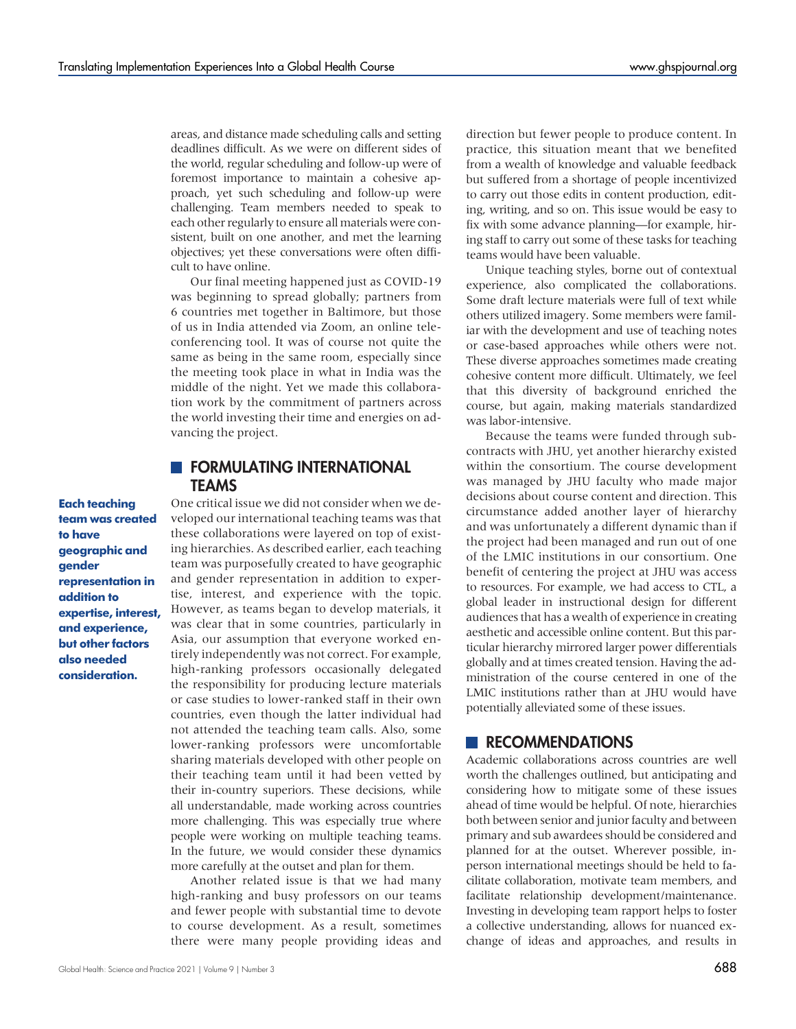areas, and distance made scheduling calls and setting deadlines difficult. As we were on different sides of the world, regular scheduling and follow-up were of foremost importance to maintain a cohesive approach, yet such scheduling and follow-up were challenging. Team members needed to speak to each other regularly to ensure all materials were consistent, built on one another, and met the learning objectives; yet these conversations were often difficult to have online.

Our final meeting happened just as COVID-19 was beginning to spread globally; partners from 6 countries met together in Baltimore, but those of us in India attended via Zoom, an online teleconferencing tool. It was of course not quite the same as being in the same room, especially since the meeting took place in what in India was the middle of the night. Yet we made this collaboration work by the commitment of partners across the world investing their time and energies on advancing the project.

## FORMULATING INTERNATIONAL TEAMS

**Each teaching team was created to have geographic and gender representation in addition to expertise, interest, and experience, but other factors also needed consideration.**

One critical issue we did not consider when we developed our international teaching teams was that these collaborations were layered on top of existing hierarchies. As described earlier, each teaching team was purposefully created to have geographic and gender representation in addition to expertise, interest, and experience with the topic. However, as teams began to develop materials, it was clear that in some countries, particularly in Asia, our assumption that everyone worked entirely independently was not correct. For example, high-ranking professors occasionally delegated the responsibility for producing lecture materials or case studies to lower-ranked staff in their own countries, even though the latter individual had not attended the teaching team calls. Also, some lower-ranking professors were uncomfortable sharing materials developed with other people on their teaching team until it had been vetted by their in-country superiors. These decisions, while all understandable, made working across countries more challenging. This was especially true where people were working on multiple teaching teams. In the future, we would consider these dynamics more carefully at the outset and plan for them.

Another related issue is that we had many high-ranking and busy professors on our teams and fewer people with substantial time to devote to course development. As a result, sometimes there were many people providing ideas and direction but fewer people to produce content. In practice, this situation meant that we benefited from a wealth of knowledge and valuable feedback but suffered from a shortage of people incentivized to carry out those edits in content production, editing, writing, and so on. This issue would be easy to fix with some advance planning—for example, hiring staff to carry out some of these tasks for teaching teams would have been valuable.

Unique teaching styles, borne out of contextual experience, also complicated the collaborations. Some draft lecture materials were full of text while others utilized imagery. Some members were familiar with the development and use of teaching notes or case-based approaches while others were not. These diverse approaches sometimes made creating cohesive content more difficult. Ultimately, we feel that this diversity of background enriched the course, but again, making materials standardized was labor-intensive.

Because the teams were funded through subcontracts with JHU, yet another hierarchy existed within the consortium. The course development was managed by JHU faculty who made major decisions about course content and direction. This circumstance added another layer of hierarchy and was unfortunately a different dynamic than if the project had been managed and run out of one of the LMIC institutions in our consortium. One benefit of centering the project at JHU was access to resources. For example, we had access to CTL, a global leader in instructional design for different audiences that has a wealth of experience in creating aesthetic and accessible online content. But this particular hierarchy mirrored larger power differentials globally and at times created tension. Having the administration of the course centered in one of the LMIC institutions rather than at JHU would have potentially alleviated some of these issues.

## RECOMMENDATIONS

Academic collaborations across countries are well worth the challenges outlined, but anticipating and considering how to mitigate some of these issues ahead of time would be helpful. Of note, hierarchies both between senior and junior faculty and between primary and sub awardees should be considered and planned for at the outset. Wherever possible, in-person international meetings should be held to facilitate collaboration, motivate team members, and facilitate relationship development/maintenance. Investing in developing team rapport helps to foster a collective understanding, allows for nuanced exchange of ideas and approaches, and results in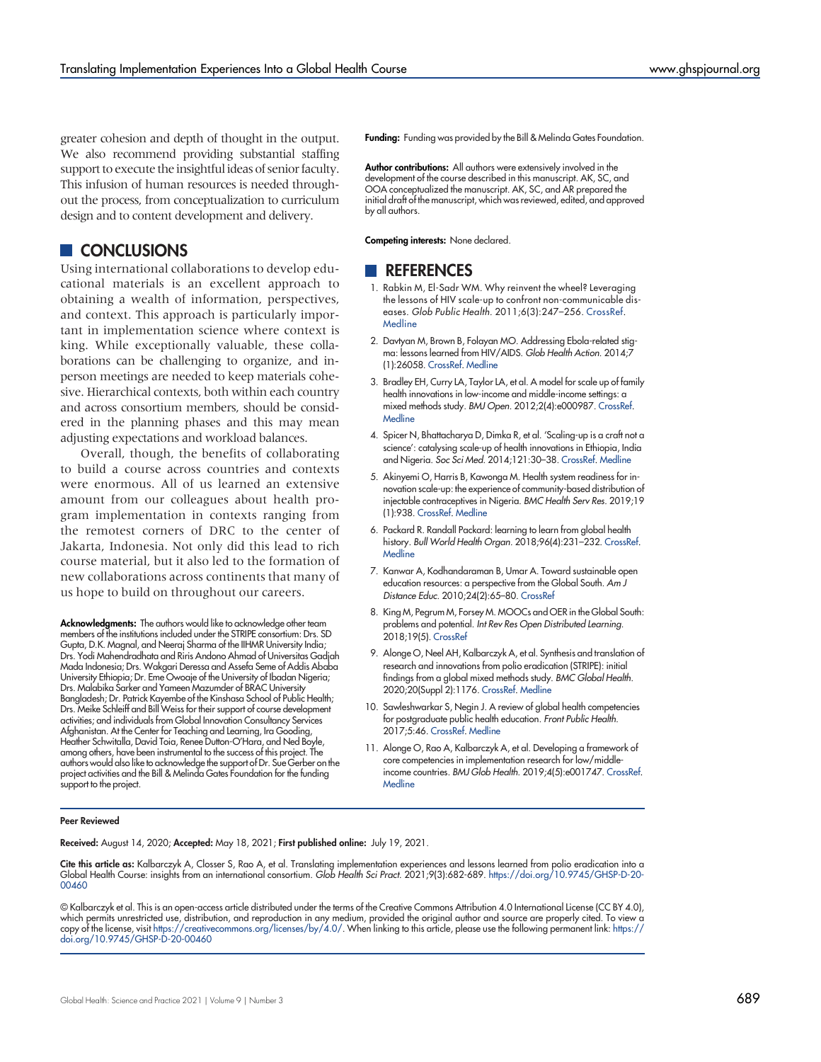greater cohesion and depth of thought in the output. We also recommend providing substantial staffing support to execute the insightful ideas of senior faculty. This infusion of human resources is needed throughout the process, from conceptualization to curriculum design and to content development and delivery.

## CONCLUSIONS

Using international collaborations to develop educational materials is an excellent approach to obtaining a wealth of information, perspectives, and context. This approach is particularly important in implementation science where context is king. While exceptionally valuable, these collaborations can be challenging to organize, and in-person meetings are needed to keep materials cohesive. Hierarchical contexts, both within each country and across consortium members, should be considered in the planning phases and this may mean adjusting expectations and workload balances.

Overall, though, the benefits of collaborating to build a course across countries and contexts were enormous. All of us learned an extensive amount from our colleagues about health program implementation in contexts ranging from the remotest corners of DRC to the center of Jakarta, Indonesia. Not only did this lead to rich course material, but it also led to the formation of new collaborations across continents that many of us hope to build on throughout our careers.

**Acknowledgments:** The authors would like to acknowledge other team members of the institutions included under the STRIPE consortium: Drs. SD Gupta, D.K. Magnal, and Neeraj Sharma of the IIHMR University India; Drs. Yodi Mahendradhata and Riris Andono Ahmad of Universitas Gadjah Mada Indonesia; Drs. Wakgari Deressa and Assefa Seme of Addis Ababa University Ethiopia; Dr. Eme Owoaje of the University of Ibadan Nigeria; Drs. Malabika Sarker and Yameen Mazumder of BRAC University Bangladesh; Dr. Patrick Kayembe of the Kinshasa School of Public Health; Drs. Meike Schleiff and Bill Weiss for their support of course development activities; and individuals from Global Innovation Consultancy Services Afghanistan. At the Center for Teaching and Learning, Ira Gooding, Heather Schwitalla, David Toia, Renee Dutton-O'Hara, and Ned Boyle, among others, have been instrumental to the success of this project. The authors would also like to acknowledge the support of Dr. Sue Gerber on the project activities and the Bill & Melinda Gates Foundation for the funding support to the project.

**Funding:** Funding was provided by the Bill & Melinda Gates Foundation.

**Author contributions:** All authors were extensively involved in the development of the course described in this manuscript. AK, SC, and OOA conceptualized the manuscript. AK, SC, and AR prepared the initial draft of the manuscript, which was reviewed, edited, and approved by all authors.

**Competing interests:** None declared.

## REFERENCES

1. Rabkin M, El-Sadr WM. Why reinvent the wheel? Leveraging the lessons of HIV scale-up to confront non-communicable diseases. *Glob Public Health*. 2011;6(3):247–256. CrossRef. Medline
2. Davtyan M, Brown B, Folayan MO. Addressing Ebola-related stigma: lessons learned from HIV/AIDS. *Glob Health Action*. 2014;7(1):26058. CrossRef. Medline
3. Bradley EH, Curry LA, Taylor LA, et al. A model for scale up of family health innovations in low-income and middle-income settings: a mixed methods study. *BMJ Open*. 2012;2(4):e000987. CrossRef. Medline
4. Spicer N, Bhattacharya D, Dimka R, et al. 'Scaling-up is a craft not a science': catalysing scale-up of health innovations in Ethiopia, India and Nigeria. *Soc Sci Med*. 2014;121:30–38. CrossRef. Medline
5. Akinyemi O, Harris B, Kawonga M. Health system readiness for innovation scale-up: the experience of community-based distribution of injectable contraceptives in Nigeria. *BMC Health Serv Res*. 2019;19(1):938. CrossRef. Medline
6. Packard R. Randall Packard: learning to learn from global health history. *Bull World Health Organ*. 2018;96(4):231–232. CrossRef. Medline
7. Kanwar A, Kodhandaraman B, Umar A. Toward sustainable open education resources: a perspective from the Global South. *Am J Distance Educ*. 2010;24(2):65–80. CrossRef
8. King M, Pegrum M, Forsey M. MOOCs and OER in the Global South: problems and potential. *Int Rev Res Open Distributed Learning*. 2018;19(5). CrossRef
9. Alonge O, Neel AH, Kalbarczyk A, et al. Synthesis and translation of research and innovations from polio eradication (STRIPE): initial findings from a global mixed methods study. *BMC Global Health*. 2020;20(Suppl 2):1176. CrossRef. Medline
10. Sawleshwarkar S, Negin J. A review of global health competencies for postgraduate public health education. *Front Public Health*. 2017;5:46. CrossRef. Medline
11. Alonge O, Rao A, Kalbarczyk A, et al. Developing a framework of core competencies in implementation research for low/middle-income countries. *BMJ Glob Health*. 2019;4(5):e001747. CrossRef. Medline

**Peer Reviewed**

**Received:** August 14, 2020; **Accepted:** May 18, 2021; **First published online:** July 19, 2021.

**Cite this article as:** Kalbarczyk A, Closser S, Rao A, et al. Translating implementation experiences and lessons learned from polio eradication into a Global Health Course: insights from an international consortium. *Glob Health Sci Pract*. 2021;9(3):682-689. https://doi.org/10.9745/GHSP-D-20-00460

© Kalbarczyk et al. This is an open-access article distributed under the terms of the Creative Commons Attribution 4.0 International License (CC BY 4.0), which permits unrestricted use, distribution, and reproduction in any medium, provided the original author and source are properly cited. To view a copy of the license, visit https://creativecommons.org/licenses/by/4.0/. When linking to this article, please use the following permanent link: https://doi.org/10.9745/GHSP-D-20-00460